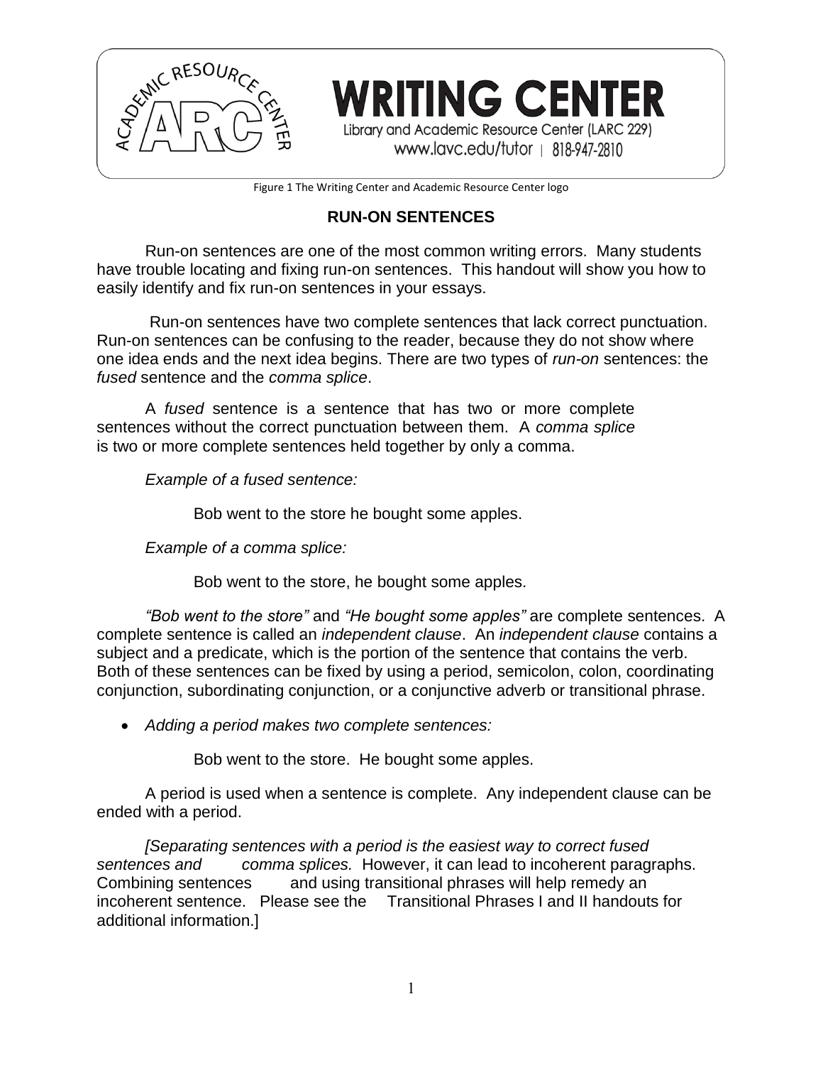WRITING CENTER

Library and Academic Resource Center (LARC 229)

www.lavc.edu/tutor | 818-947-2810

Figure 1 The Writing Center and Academic Resource Center logo

# RUN-ON SENTENCES

Run-on sentences are one of the most common writing errors. Many students have trouble locating and fixing run-on sentences. This handout will show you how to easily identify and fix run-on sentences in your essays.

Run-on sentences have two complete sentences that lack correct punctuation. Run-on sentences can be confusing to the reader, because they do not show where one idea ends and the next idea begins. There are two types of *run-on* sentences: the *fused* sentence and the *comma splice*.

A *fused* sentence is a sentence that has two or more complete sentences without the correct punctuation between them. A *comma splice* is two or more complete sentences held together by only a comma.

*Example of a fused sentence:*

Bob went to the store he bought some apples.

*Example of a comma splice:*

Bob went to the store, he bought some apples.

*"Bob went to the store"* and *"He bought some apples"* are complete sentences. A complete sentence is called an *independent clause*. An *independent clause* contains a subject and a predicate, which is the portion of the sentence that contains the verb. Both of these sentences can be fixed by using a period, semicolon, colon, coordinating conjunction, subordinating conjunction, or a conjunctive adverb or transitional phrase.

- *Adding a period makes two complete sentences:*

Bob went to the store. He bought some apples.

A period is used when a sentence is complete. Any independent clause can be ended with a period.

*[Separating sentences with a period is the easiest way to correct fused sentences and comma splices.* However, it can lead to incoherent paragraphs. Combining sentences and using transitional phrases will help remedy an incoherent sentence. Please see the Transitional Phrases I and II handouts for additional information.]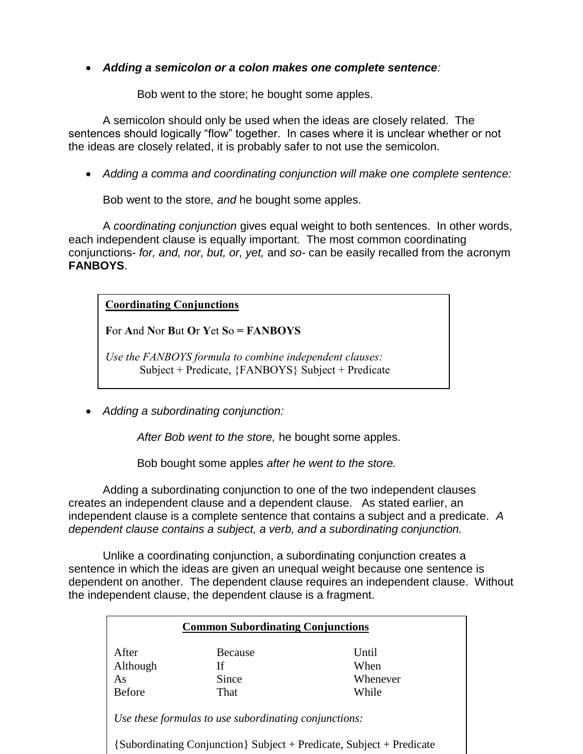- ***Adding a semicolon or a colon makes one complete sentence****:*

  Bob went to the store; he bought some apples.

A semicolon should only be used when the ideas are closely related. The sentences should logically "flow" together. In cases where it is unclear whether or not the ideas are closely related, it is probably safer to not use the semicolon.

- *Adding a comma and coordinating conjunction will make one complete sentence:*

Bob went to the store*, and* he bought some apples.

A *coordinating conjunction* gives equal weight to both sentences. In other words, each independent clause is equally important. The most common coordinating conjunctions- *for, and, nor, but, or, yet,* and *so*- can be easily recalled from the acronym **FANBOYS**.

> **Coordinating Conjunctions**
>
> **F**or **A**nd **N**or **B**ut **O**r **Y**et **S**o **= FANBOYS**
>
> *Use the FANBOYS formula to combine independent clauses:*
> Subject + Predicate, {FANBOYS} Subject + Predicate

- *Adding a subordinating conjunction:*

  *After Bob went to the store,* he bought some apples.

  Bob bought some apples *after he went to the store.*

Adding a subordinating conjunction to one of the two independent clauses creates an independent clause and a dependent clause. As stated earlier, an independent clause is a complete sentence that contains a subject and a predicate. *A dependent clause contains a subject, a verb, and a subordinating conjunction.*

Unlike a coordinating conjunction, a subordinating conjunction creates a sentence in which the ideas are given an unequal weight because one sentence is dependent on another. The dependent clause requires an independent clause. Without the independent clause, the dependent clause is a fragment.

**Common Subordinating Conjunctions**

| | | |
|---|---|---|
| After | Because | Until |
| Although | If | When |
| As | Since | Whenever |
| Before | That | While |

*Use these formulas to use subordinating conjunctions:*

{Subordinating Conjunction} Subject + Predicate, Subject + Predicate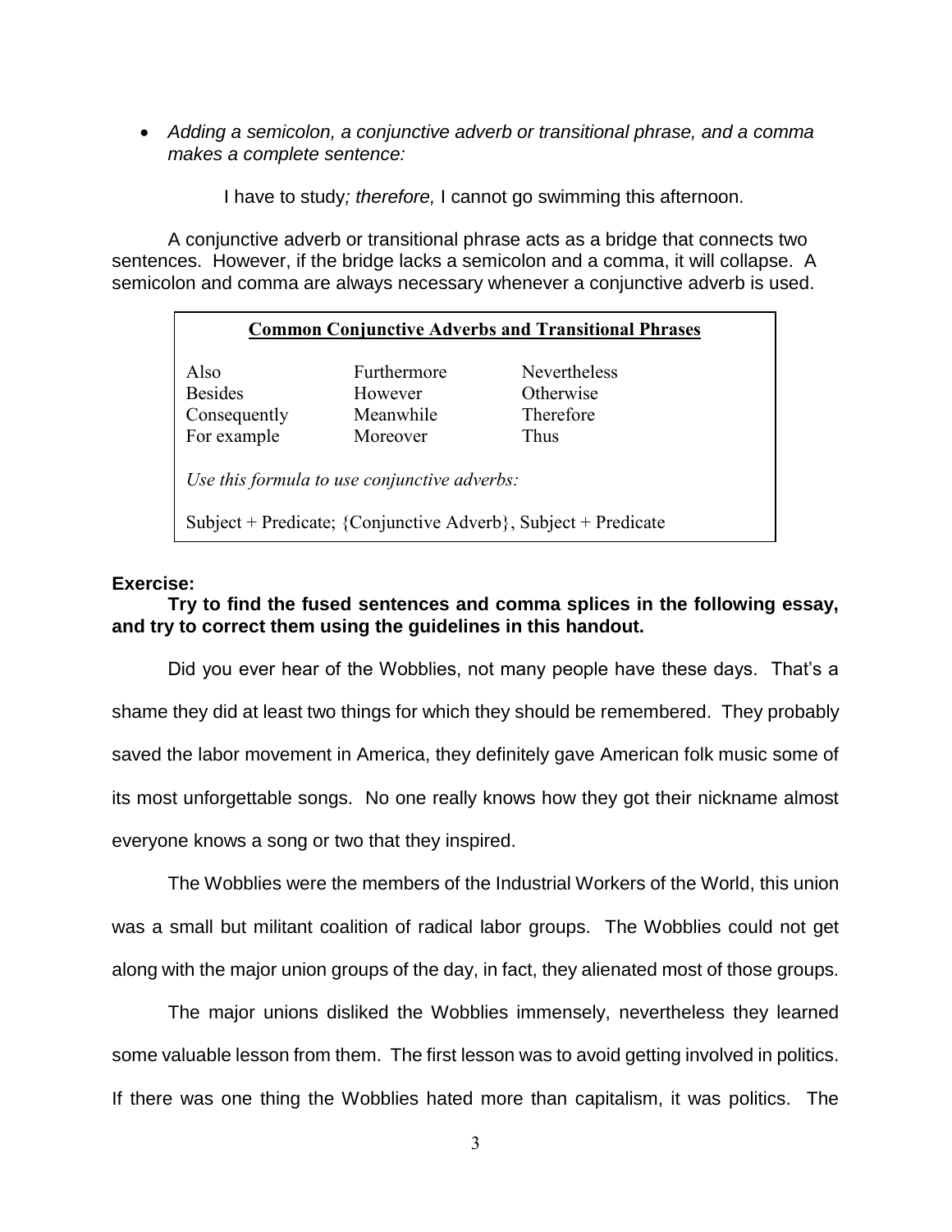- *Adding a semicolon, a conjunctive adverb or transitional phrase, and a comma makes a complete sentence:*

I have to study*; therefore,* I cannot go swimming this afternoon.

A conjunctive adverb or transitional phrase acts as a bridge that connects two sentences. However, if the bridge lacks a semicolon and a comma, it will collapse. A semicolon and comma are always necessary whenever a conjunctive adverb is used.

**Common Conjunctive Adverbs and Transitional Phrases**

| | | |
|---|---|---|
| Also | Furthermore | Nevertheless |
| Besides | However | Otherwise |
| Consequently | Meanwhile | Therefore |
| For example | Moreover | Thus |

*Use this formula to use conjunctive adverbs:*

Subject + Predicate; {Conjunctive Adverb}, Subject + Predicate

**Exercise:**

**Try to find the fused sentences and comma splices in the following essay, and try to correct them using the guidelines in this handout.**

Did you ever hear of the Wobblies, not many people have these days. That's a shame they did at least two things for which they should be remembered. They probably saved the labor movement in America, they definitely gave American folk music some of its most unforgettable songs. No one really knows how they got their nickname almost everyone knows a song or two that they inspired.

The Wobblies were the members of the Industrial Workers of the World, this union was a small but militant coalition of radical labor groups. The Wobblies could not get along with the major union groups of the day, in fact, they alienated most of those groups.

The major unions disliked the Wobblies immensely, nevertheless they learned some valuable lesson from them. The first lesson was to avoid getting involved in politics. If there was one thing the Wobblies hated more than capitalism, it was politics. The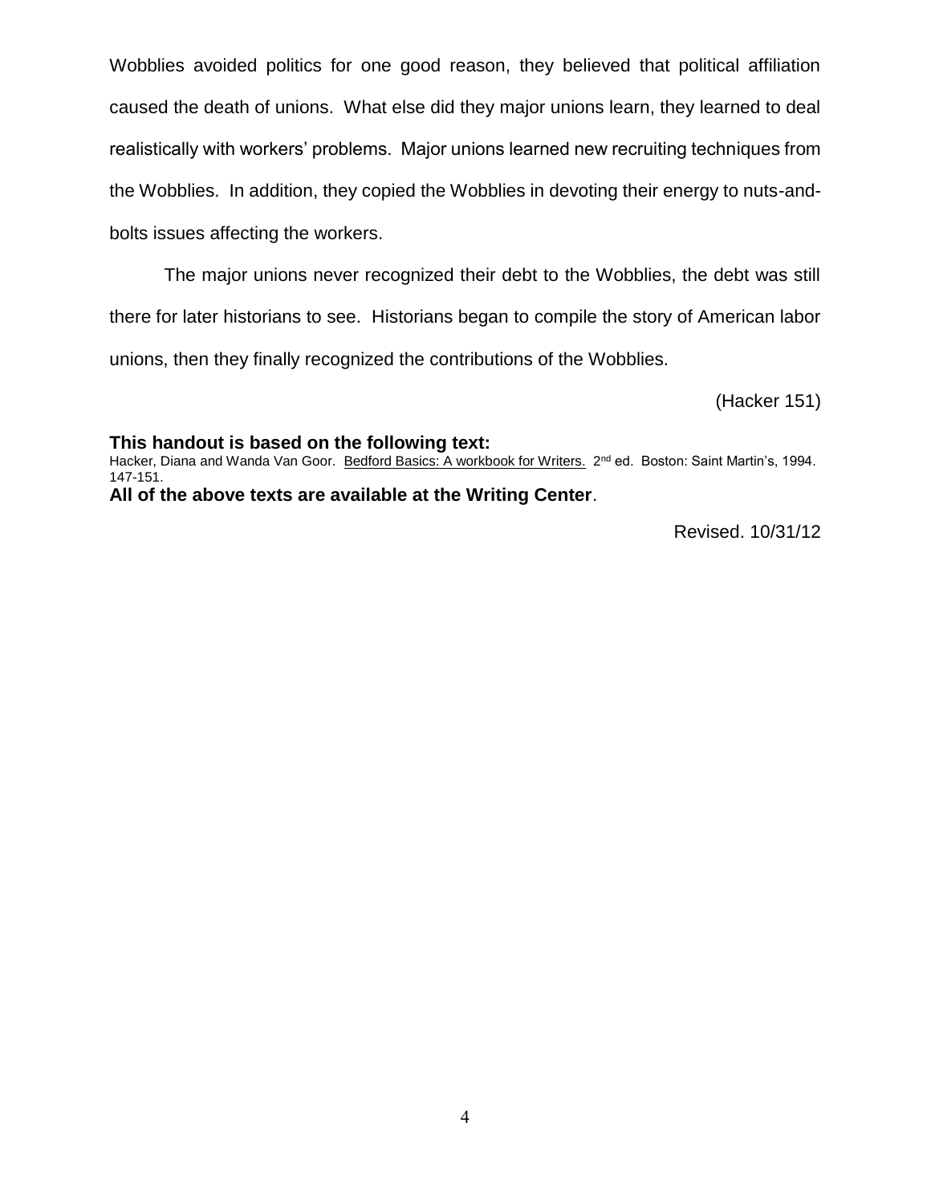Wobblies avoided politics for one good reason, they believed that political affiliation caused the death of unions. What else did they major unions learn, they learned to deal realistically with workers' problems. Major unions learned new recruiting techniques from the Wobblies. In addition, they copied the Wobblies in devoting their energy to nuts-and-bolts issues affecting the workers.

The major unions never recognized their debt to the Wobblies, the debt was still there for later historians to see. Historians began to compile the story of American labor unions, then they finally recognized the contributions of the Wobblies.

(Hacker 151)

**This handout is based on the following text:**

Hacker, Diana and Wanda Van Goor. Bedford Basics: A workbook for Writers. 2nd ed. Boston: Saint Martin's, 1994. 147-151.

**All of the above texts are available at the Writing Center**.

Revised. 10/31/12